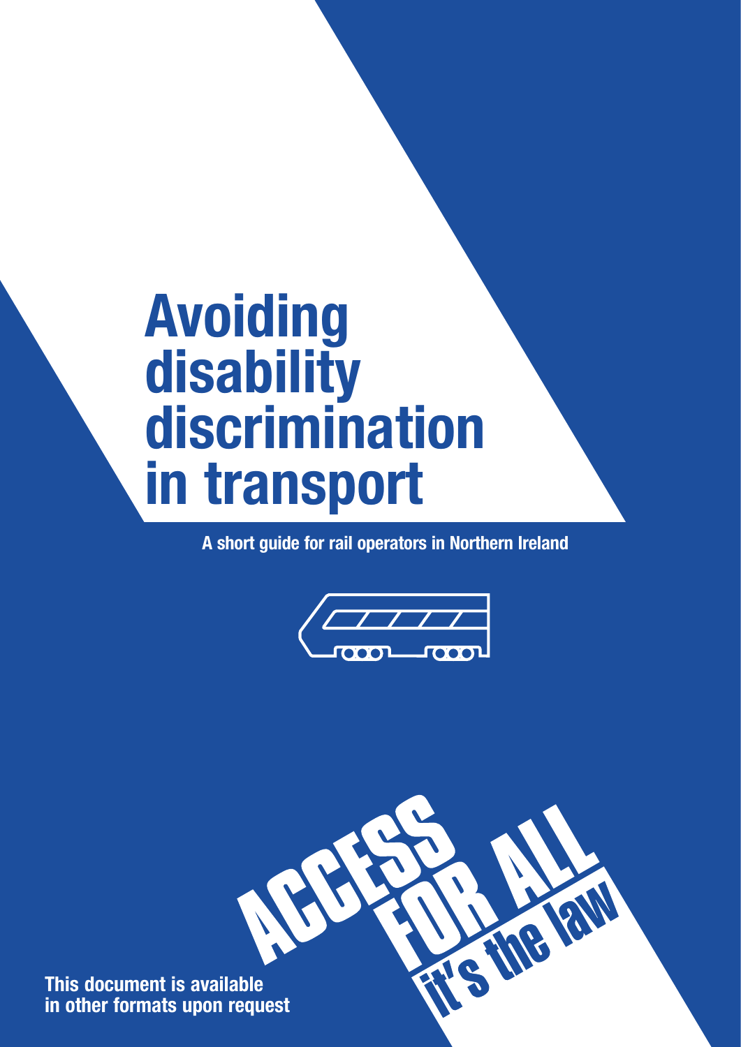# Avoiding disability discrimination in transport

**A short guide for rail operators in Northern Ireland**

ACCESS FOR ALL it's the law

**This document is available in other formats upon request**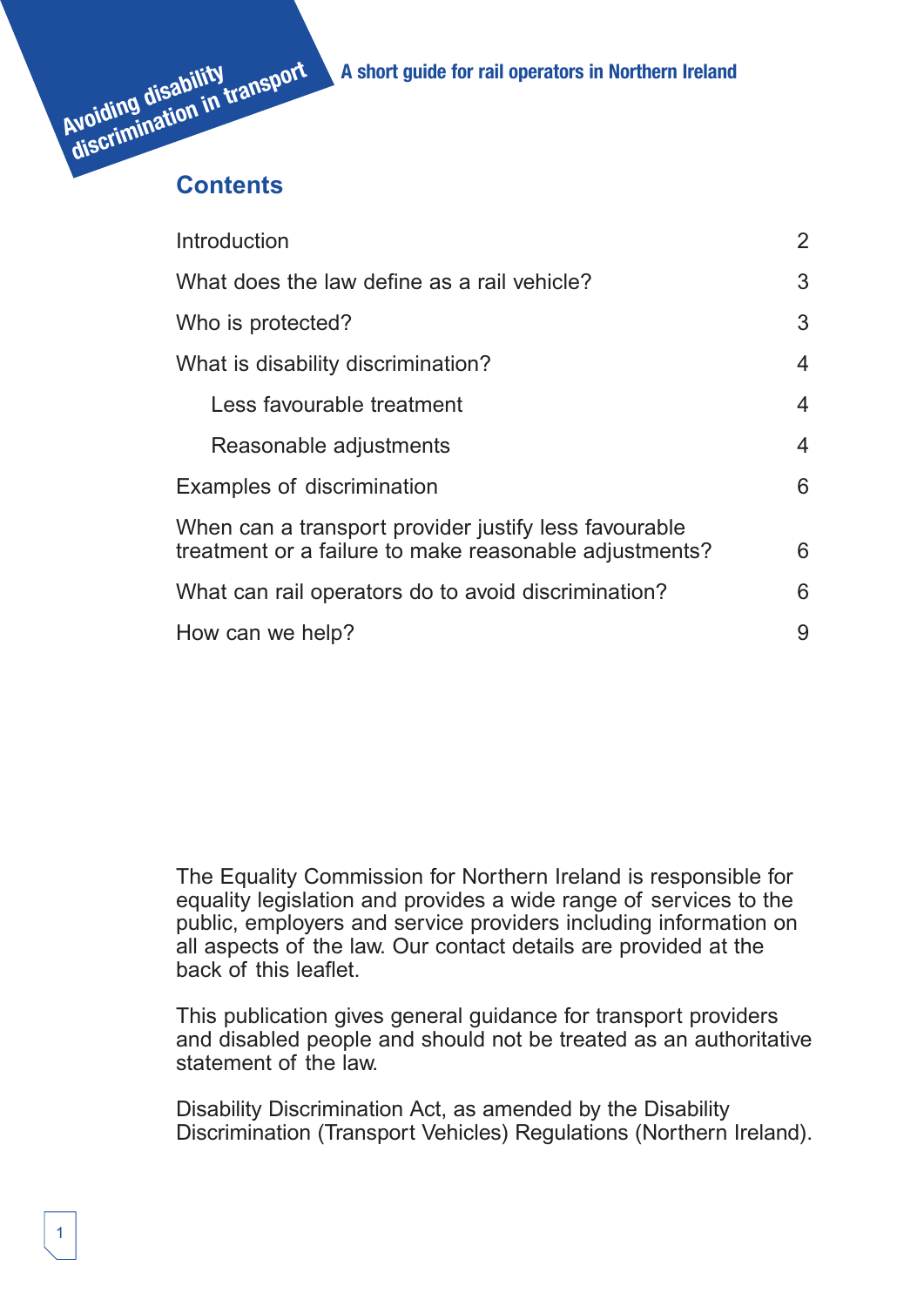# Contents

| | |
|---|---|
| Introduction | 2 |
| What does the law define as a rail vehicle? | 3 |
| Who is protected? | 3 |
| What is disability discrimination? | 4 |
| Less favourable treatment | 4 |
| Reasonable adjustments | 4 |
| Examples of discrimination | 6 |
| When can a transport provider justify less favourable treatment or a failure to make reasonable adjustments? | 6 |
| What can rail operators do to avoid discrimination? | 6 |
| How can we help? | 9 |

The Equality Commission for Northern Ireland is responsible for equality legislation and provides a wide range of services to the public, employers and service providers including information on all aspects of the law. Our contact details are provided at the back of this leaflet.

This publication gives general guidance for transport providers and disabled people and should not be treated as an authoritative statement of the law.

Disability Discrimination Act, as amended by the Disability Discrimination (Transport Vehicles) Regulations (Northern Ireland).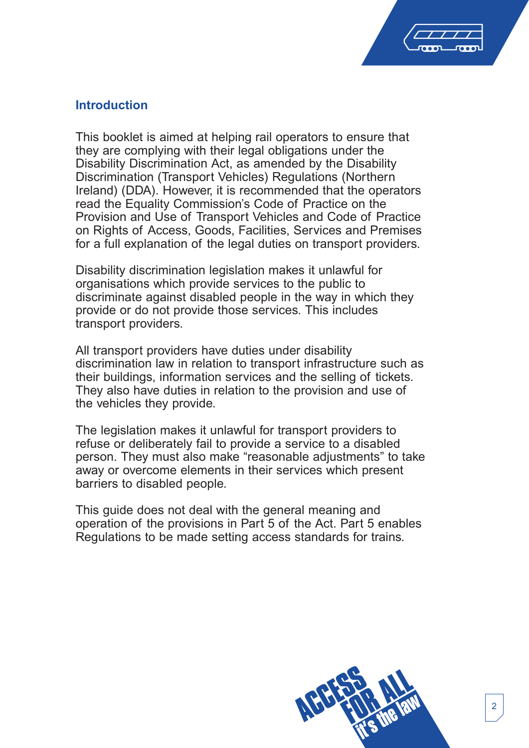## Introduction

This booklet is aimed at helping rail operators to ensure that they are complying with their legal obligations under the Disability Discrimination Act, as amended by the Disability Discrimination (Transport Vehicles) Regulations (Northern Ireland) (DDA). However, it is recommended that the operators read the Equality Commission's Code of Practice on the Provision and Use of Transport Vehicles and Code of Practice on Rights of Access, Goods, Facilities, Services and Premises for a full explanation of the legal duties on transport providers.

Disability discrimination legislation makes it unlawful for organisations which provide services to the public to discriminate against disabled people in the way in which they provide or do not provide those services. This includes transport providers.

All transport providers have duties under disability discrimination law in relation to transport infrastructure such as their buildings, information services and the selling of tickets. They also have duties in relation to the provision and use of the vehicles they provide.

The legislation makes it unlawful for transport providers to refuse or deliberately fail to provide a service to a disabled person. They must also make "reasonable adjustments" to take away or overcome elements in their services which present barriers to disabled people.

This guide does not deal with the general meaning and operation of the provisions in Part 5 of the Act. Part 5 enables Regulations to be made setting access standards for trains.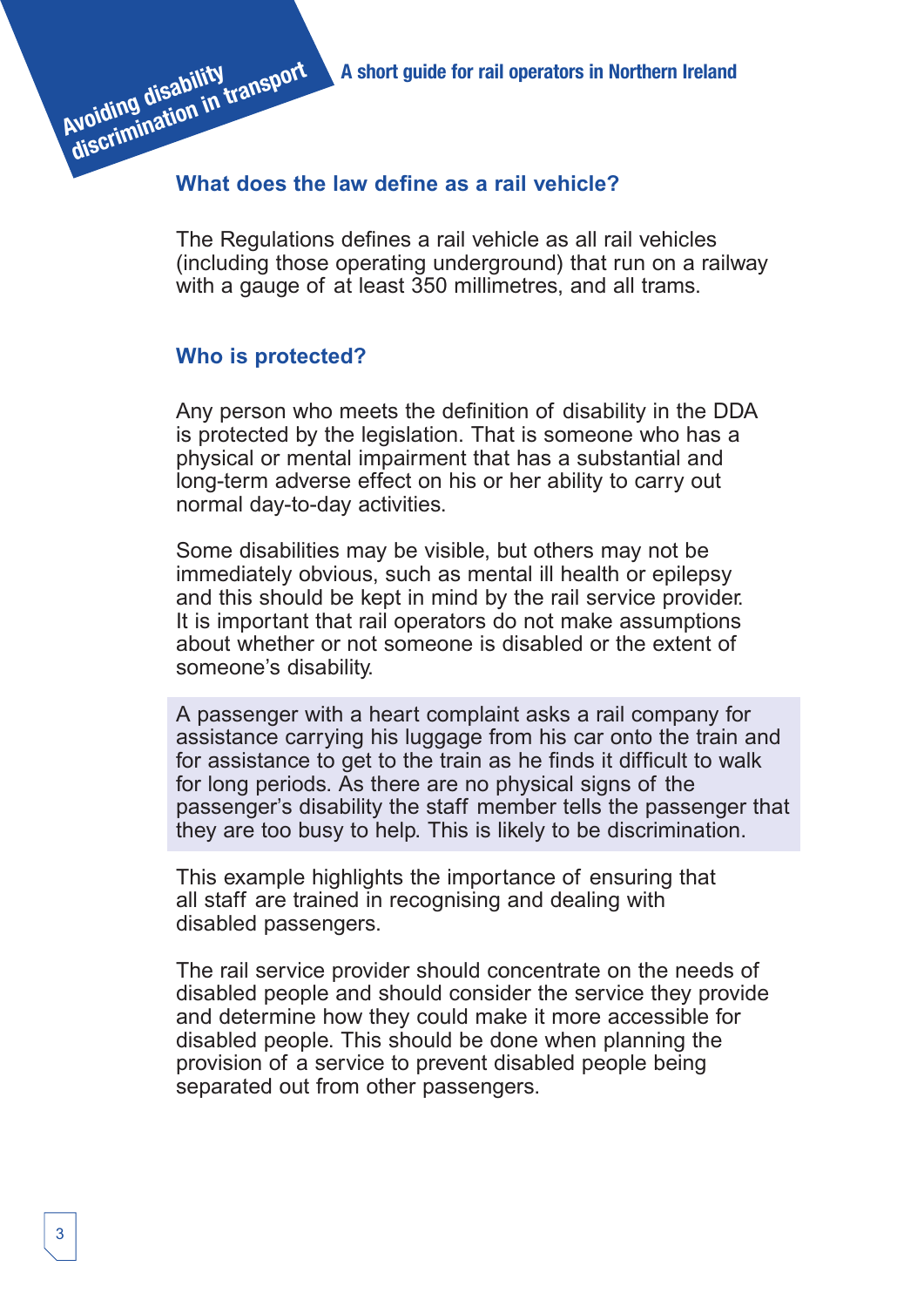## What does the law define as a rail vehicle?

The Regulations defines a rail vehicle as all rail vehicles (including those operating underground) that run on a railway with a gauge of at least 350 millimetres, and all trams.

## Who is protected?

Any person who meets the definition of disability in the DDA is protected by the legislation. That is someone who has a physical or mental impairment that has a substantial and long-term adverse effect on his or her ability to carry out normal day-to-day activities.

Some disabilities may be visible, but others may not be immediately obvious, such as mental ill health or epilepsy and this should be kept in mind by the rail service provider. It is important that rail operators do not make assumptions about whether or not someone is disabled or the extent of someone's disability.

> A passenger with a heart complaint asks a rail company for assistance carrying his luggage from his car onto the train and for assistance to get to the train as he finds it difficult to walk for long periods. As there are no physical signs of the passenger's disability the staff member tells the passenger that they are too busy to help. This is likely to be discrimination.

This example highlights the importance of ensuring that all staff are trained in recognising and dealing with disabled passengers.

The rail service provider should concentrate on the needs of disabled people and should consider the service they provide and determine how they could make it more accessible for disabled people. This should be done when planning the provision of a service to prevent disabled people being separated out from other passengers.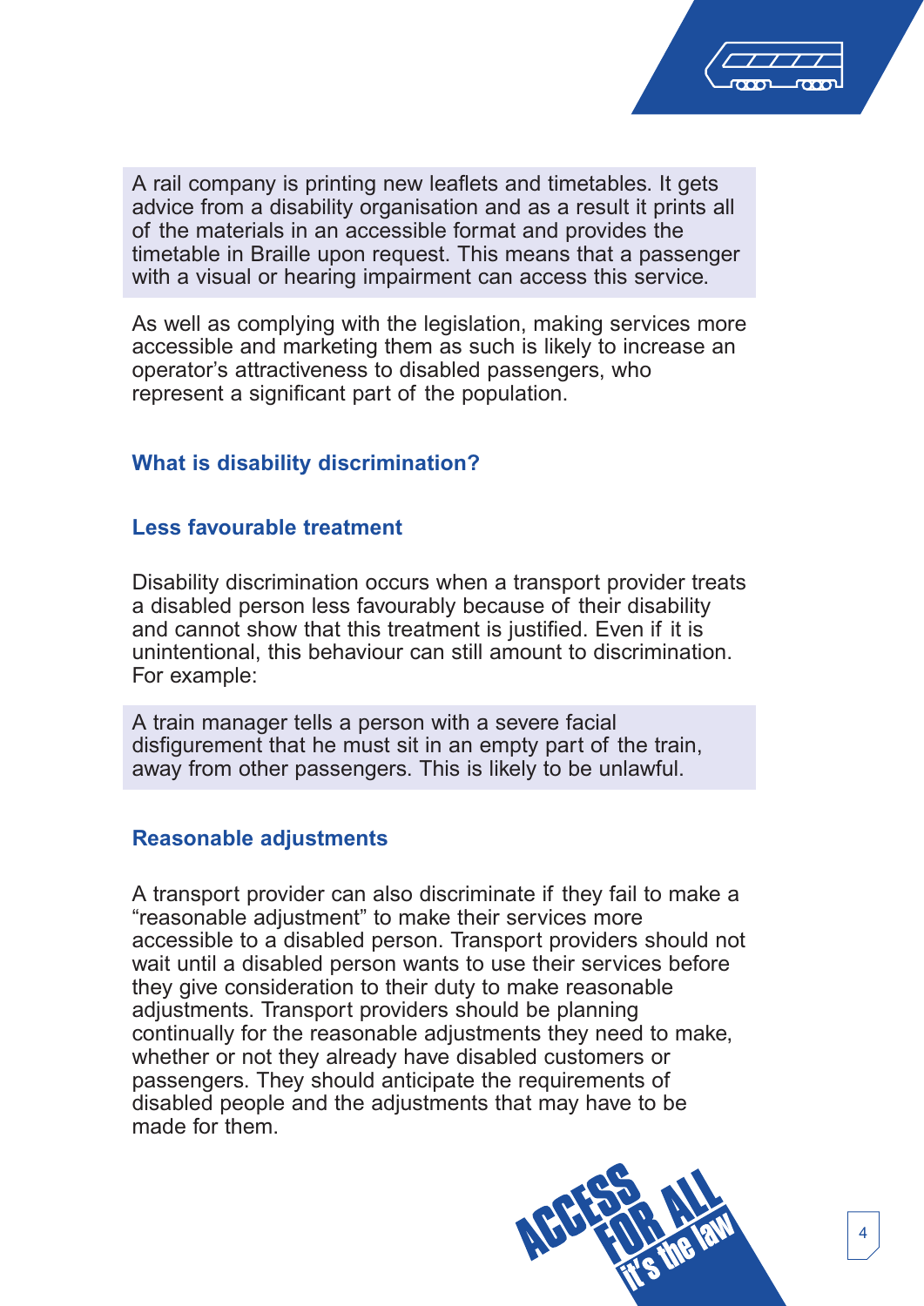A rail company is printing new leaflets and timetables. It gets advice from a disability organisation and as a result it prints all of the materials in an accessible format and provides the timetable in Braille upon request. This means that a passenger with a visual or hearing impairment can access this service.

As well as complying with the legislation, making services more accessible and marketing them as such is likely to increase an operator's attractiveness to disabled passengers, who represent a significant part of the population.

## What is disability discrimination?

### Less favourable treatment

Disability discrimination occurs when a transport provider treats a disabled person less favourably because of their disability and cannot show that this treatment is justified. Even if it is unintentional, this behaviour can still amount to discrimination. For example:

A train manager tells a person with a severe facial disfigurement that he must sit in an empty part of the train, away from other passengers. This is likely to be unlawful.

### Reasonable adjustments

A transport provider can also discriminate if they fail to make a "reasonable adjustment" to make their services more accessible to a disabled person. Transport providers should not wait until a disabled person wants to use their services before they give consideration to their duty to make reasonable adjustments. Transport providers should be planning continually for the reasonable adjustments they need to make, whether or not they already have disabled customers or passengers. They should anticipate the requirements of disabled people and the adjustments that may have to be made for them.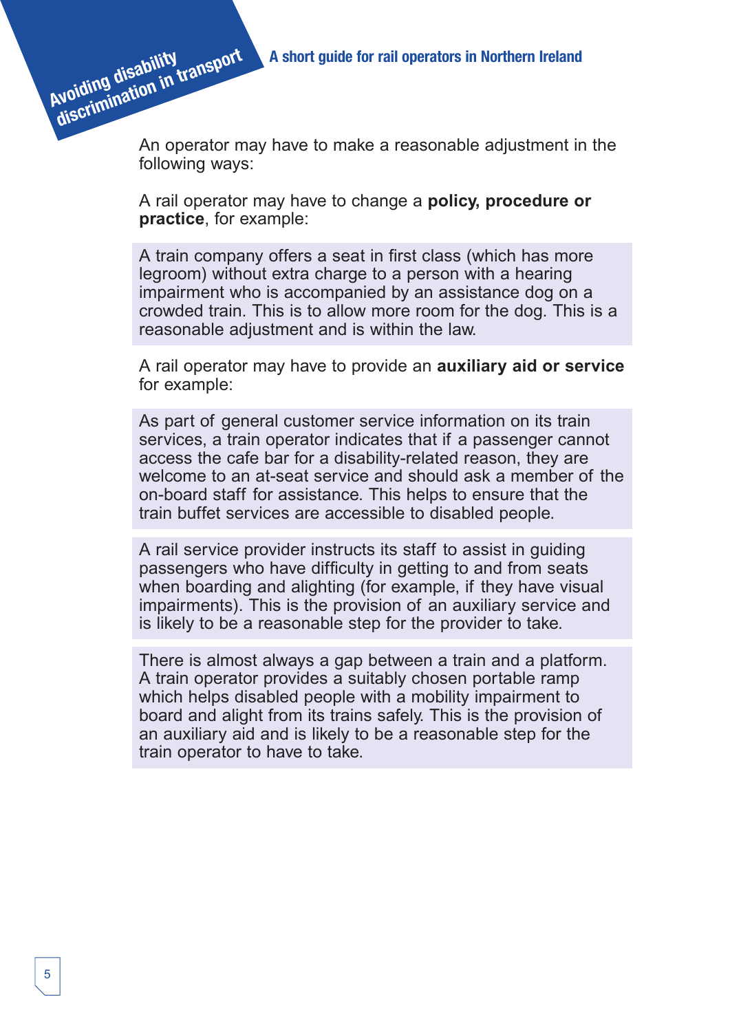An operator may have to make a reasonable adjustment in the following ways:

A rail operator may have to change a **policy, procedure or practice**, for example:

> A train company offers a seat in first class (which has more legroom) without extra charge to a person with a hearing impairment who is accompanied by an assistance dog on a crowded train. This is to allow more room for the dog. This is a reasonable adjustment and is within the law.

A rail operator may have to provide an **auxiliary aid or service** for example:

> As part of general customer service information on its train services, a train operator indicates that if a passenger cannot access the cafe bar for a disability-related reason, they are welcome to an at-seat service and should ask a member of the on-board staff for assistance. This helps to ensure that the train buffet services are accessible to disabled people.

> A rail service provider instructs its staff to assist in guiding passengers who have difficulty in getting to and from seats when boarding and alighting (for example, if they have visual impairments). This is the provision of an auxiliary service and is likely to be a reasonable step for the provider to take.

> There is almost always a gap between a train and a platform. A train operator provides a suitably chosen portable ramp which helps disabled people with a mobility impairment to board and alight from its trains safely. This is the provision of an auxiliary aid and is likely to be a reasonable step for the train operator to have to take.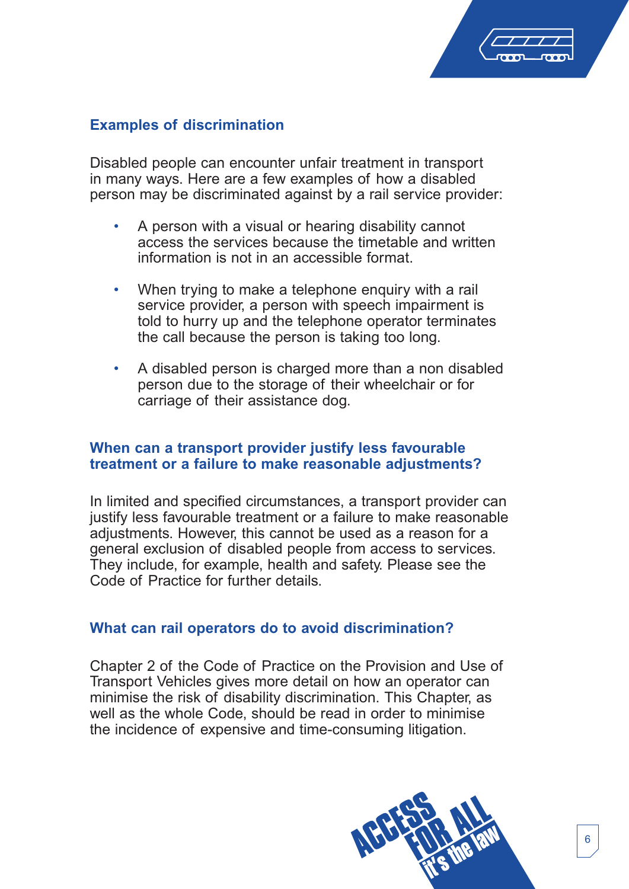## Examples of discrimination

Disabled people can encounter unfair treatment in transport in many ways. Here are a few examples of how a disabled person may be discriminated against by a rail service provider:

- A person with a visual or hearing disability cannot access the services because the timetable and written information is not in an accessible format.
- When trying to make a telephone enquiry with a rail service provider, a person with speech impairment is told to hurry up and the telephone operator terminates the call because the person is taking too long.
- A disabled person is charged more than a non disabled person due to the storage of their wheelchair or for carriage of their assistance dog.

## When can a transport provider justify less favourable treatment or a failure to make reasonable adjustments?

In limited and specified circumstances, a transport provider can justify less favourable treatment or a failure to make reasonable adjustments. However, this cannot be used as a reason for a general exclusion of disabled people from access to services. They include, for example, health and safety. Please see the Code of Practice for further details.

## What can rail operators do to avoid discrimination?

Chapter 2 of the Code of Practice on the Provision and Use of Transport Vehicles gives more detail on how an operator can minimise the risk of disability discrimination. This Chapter, as well as the whole Code, should be read in order to minimise the incidence of expensive and time-consuming litigation.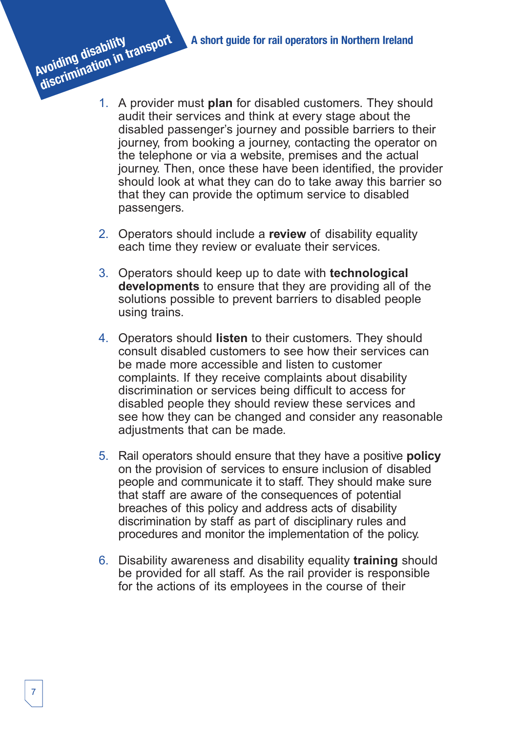1. A provider must **plan** for disabled customers. They should audit their services and think at every stage about the disabled passenger's journey and possible barriers to their journey, from booking a journey, contacting the operator on the telephone or via a website, premises and the actual journey. Then, once these have been identified, the provider should look at what they can do to take away this barrier so that they can provide the optimum service to disabled passengers.

2. Operators should include a **review** of disability equality each time they review or evaluate their services.

3. Operators should keep up to date with **technological developments** to ensure that they are providing all of the solutions possible to prevent barriers to disabled people using trains.

4. Operators should **listen** to their customers. They should consult disabled customers to see how their services can be made more accessible and listen to customer complaints. If they receive complaints about disability discrimination or services being difficult to access for disabled people they should review these services and see how they can be changed and consider any reasonable adjustments that can be made.

5. Rail operators should ensure that they have a positive **policy** on the provision of services to ensure inclusion of disabled people and communicate it to staff. They should make sure that staff are aware of the consequences of potential breaches of this policy and address acts of disability discrimination by staff as part of disciplinary rules and procedures and monitor the implementation of the policy.

6. Disability awareness and disability equality **training** should be provided for all staff. As the rail provider is responsible for the actions of its employees in the course of their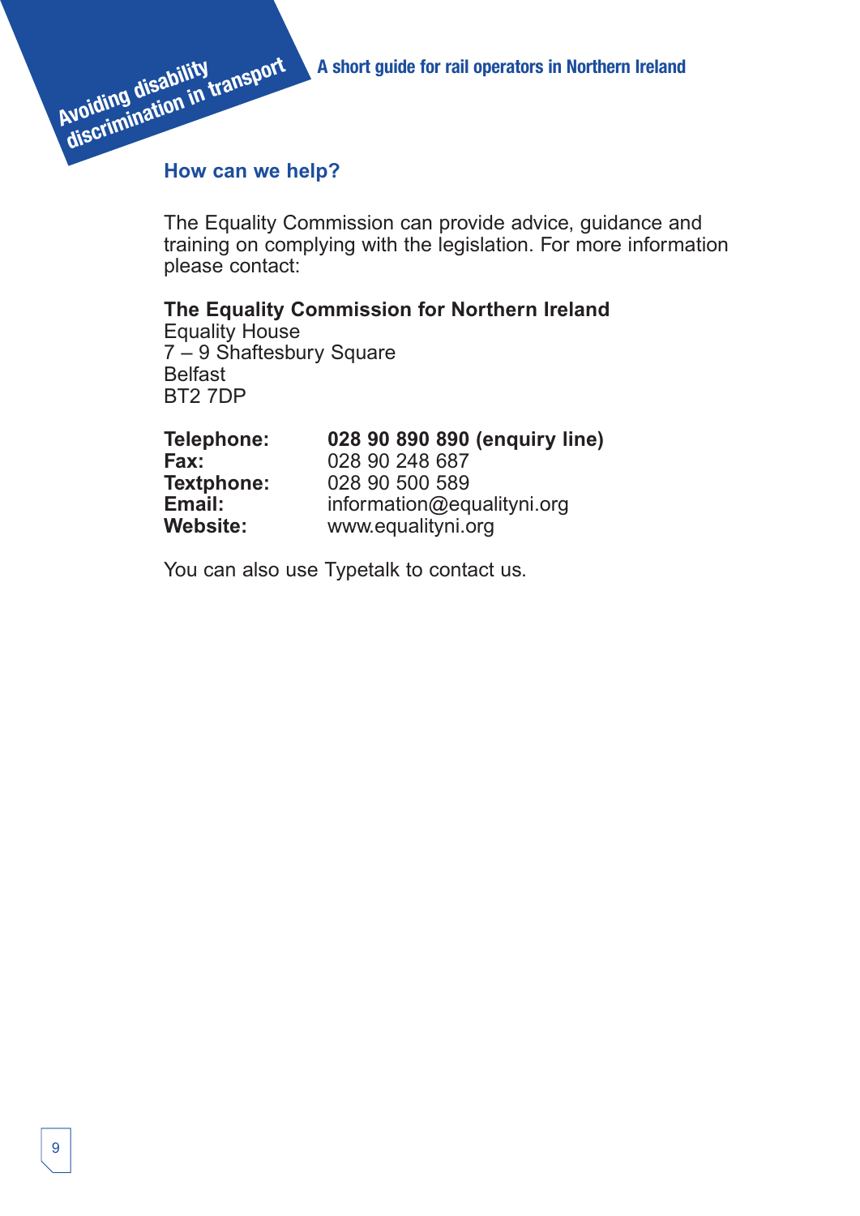## How can we help?

The Equality Commission can provide advice, guidance and training on complying with the legislation. For more information please contact:

**The Equality Commission for Northern Ireland**
Equality House
7 – 9 Shaftesbury Square
Belfast
BT2 7DP

| | |
|---|---|
| **Telephone:** | **028 90 890 890 (enquiry line)** |
| **Fax:** | 028 90 248 687 |
| **Textphone:** | 028 90 500 589 |
| **Email:** | information@equalityni.org |
| **Website:** | www.equalityni.org |

You can also use Typetalk to contact us.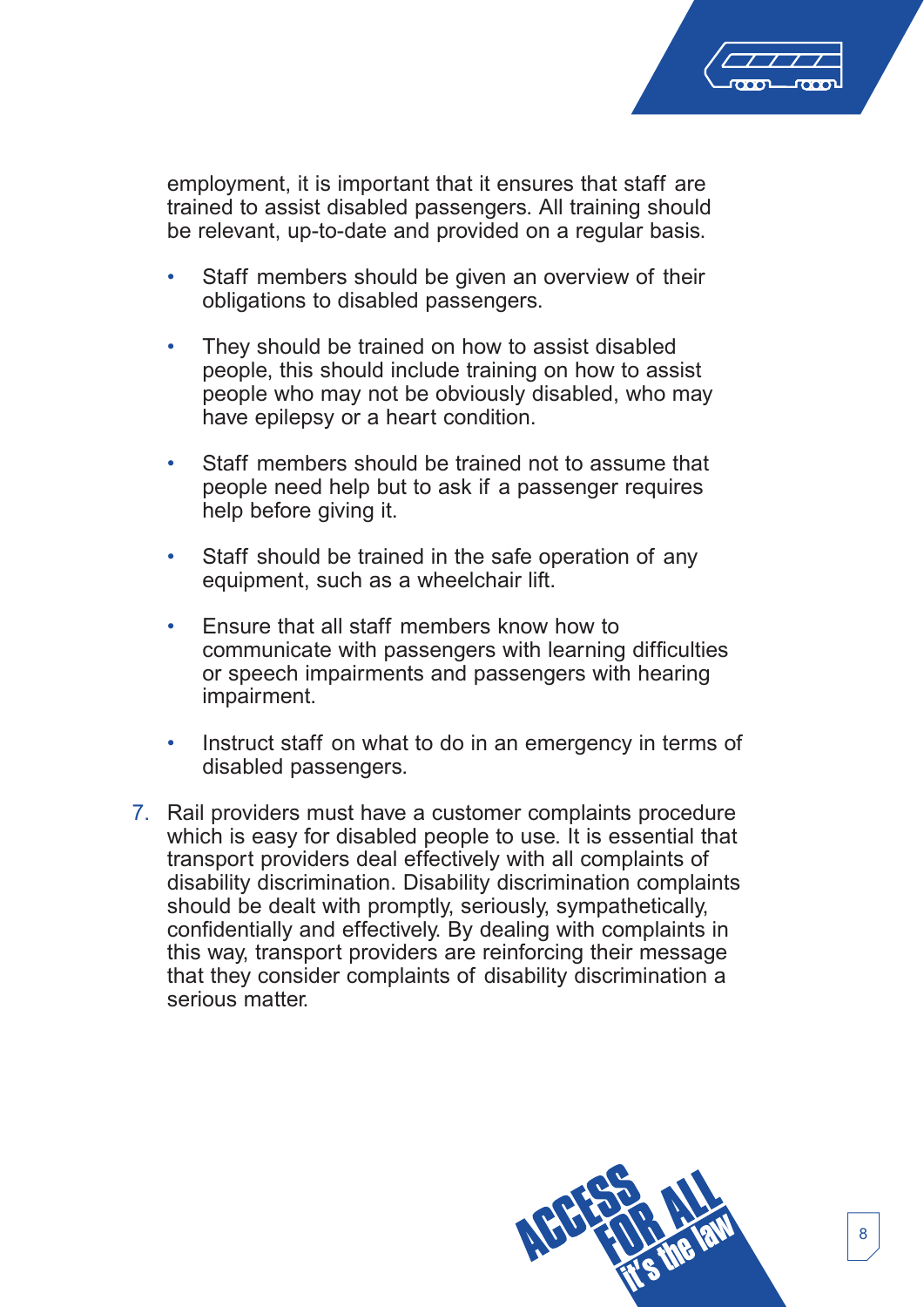employment, it is important that it ensures that staff are trained to assist disabled passengers. All training should be relevant, up-to-date and provided on a regular basis.

- Staff members should be given an overview of their obligations to disabled passengers.
- They should be trained on how to assist disabled people, this should include training on how to assist people who may not be obviously disabled, who may have epilepsy or a heart condition.
- Staff members should be trained not to assume that people need help but to ask if a passenger requires help before giving it.
- Staff should be trained in the safe operation of any equipment, such as a wheelchair lift.
- Ensure that all staff members know how to communicate with passengers with learning difficulties or speech impairments and passengers with hearing impairment.
- Instruct staff on what to do in an emergency in terms of disabled passengers.

7. Rail providers must have a customer complaints procedure which is easy for disabled people to use. It is essential that transport providers deal effectively with all complaints of disability discrimination. Disability discrimination complaints should be dealt with promptly, seriously, sympathetically, confidentially and effectively. By dealing with complaints in this way, transport providers are reinforcing their message that they consider complaints of disability discrimination a serious matter.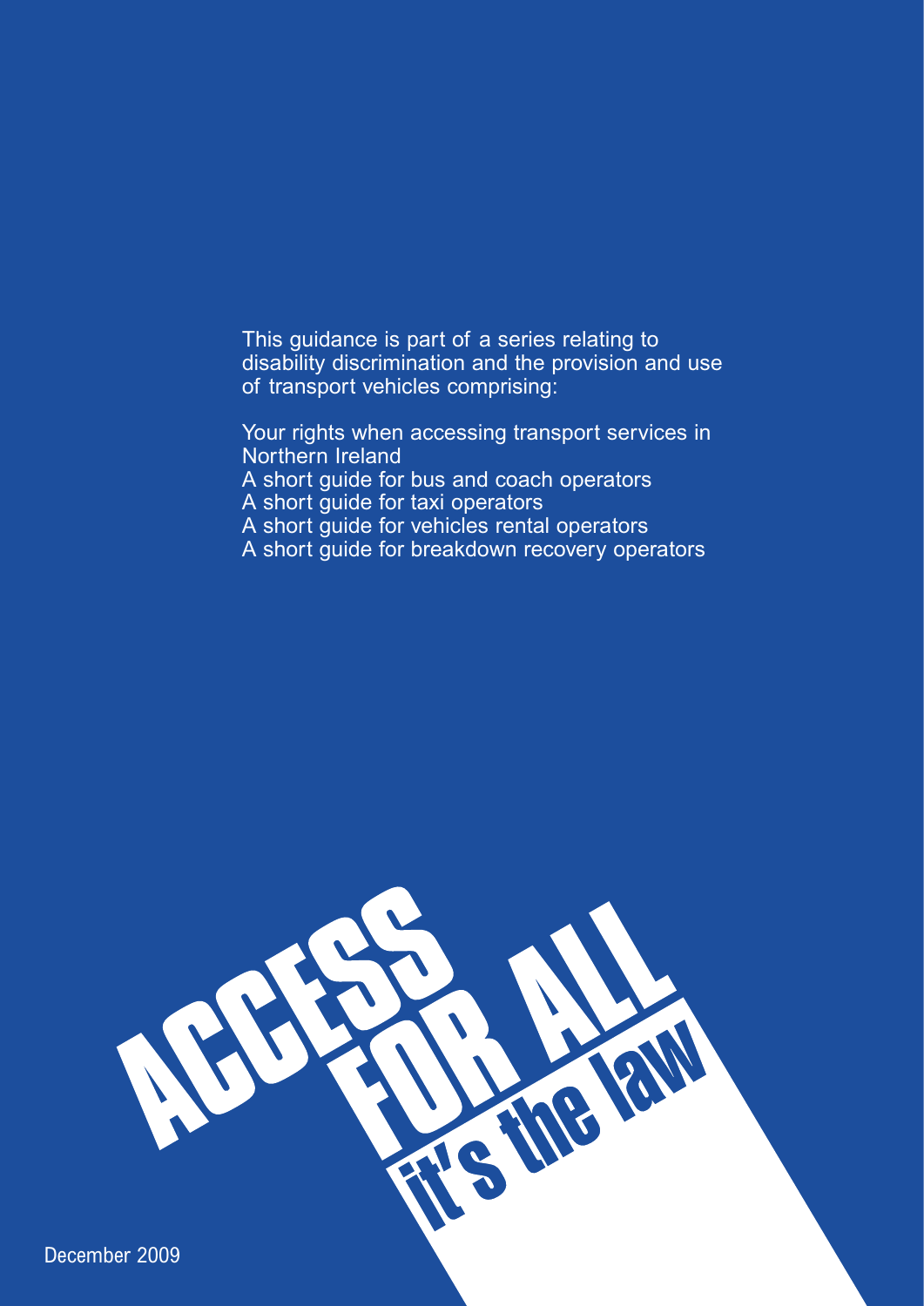This guidance is part of a series relating to disability discrimination and the provision and use of transport vehicles comprising:

Your rights when accessing transport services in Northern Ireland
A short guide for bus and coach operators
A short guide for taxi operators
A short guide for vehicles rental operators
A short guide for breakdown recovery operators

ACCESS FOR ALL it's the law

December 2009